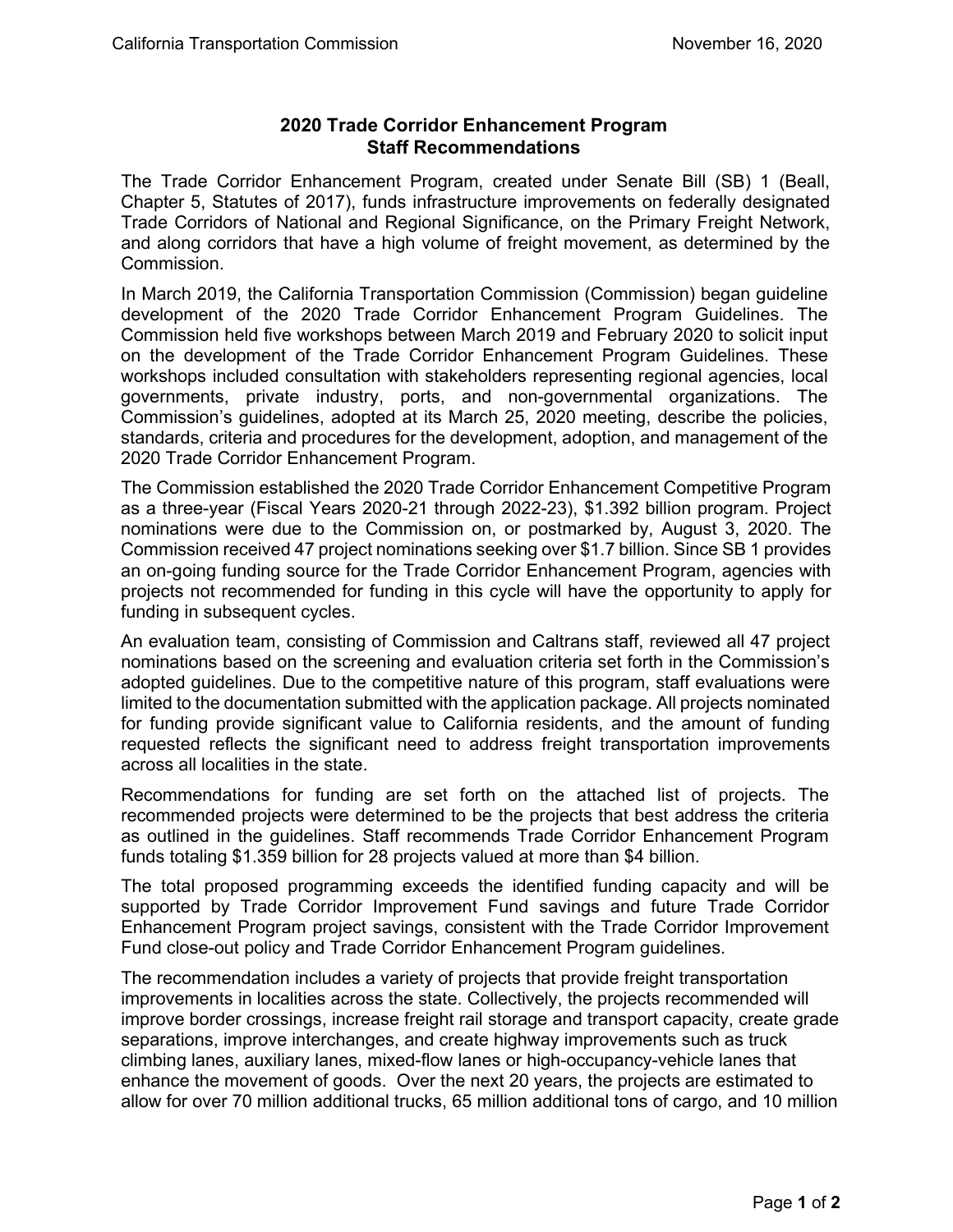# 2020 Trade Corridor Enhancement Program Staff Recommendations

The Trade Corridor Enhancement Program, created under Senate Bill (SB) 1 (Beall, Chapter 5, Statutes of 2017), funds infrastructure improvements on federally designated Trade Corridors of National and Regional Significance, on the Primary Freight Network, and along corridors that have a high volume of freight movement, as determined by the Commission.

In March 2019, the California Transportation Commission (Commission) began guideline development of the 2020 Trade Corridor Enhancement Program Guidelines. The Commission held five workshops between March 2019 and February 2020 to solicit input on the development of the Trade Corridor Enhancement Program Guidelines. These workshops included consultation with stakeholders representing regional agencies, local governments, private industry, ports, and non-governmental organizations. The Commission's guidelines, adopted at its March 25, 2020 meeting, describe the policies, standards, criteria and procedures for the development, adoption, and management of the 2020 Trade Corridor Enhancement Program.

The Commission established the 2020 Trade Corridor Enhancement Competitive Program as a three-year (Fiscal Years 2020-21 through 2022-23), $1.392 billion program. Project nominations were due to the Commission on, or postmarked by, August 3, 2020. The Commission received 47 project nominations seeking over $1.7 billion. Since SB 1 provides an on-going funding source for the Trade Corridor Enhancement Program, agencies with projects not recommended for funding in this cycle will have the opportunity to apply for funding in subsequent cycles.

An evaluation team, consisting of Commission and Caltrans staff, reviewed all 47 project nominations based on the screening and evaluation criteria set forth in the Commission's adopted guidelines. Due to the competitive nature of this program, staff evaluations were limited to the documentation submitted with the application package. All projects nominated for funding provide significant value to California residents, and the amount of funding requested reflects the significant need to address freight transportation improvements across all localities in the state.

Recommendations for funding are set forth on the attached list of projects. The recommended projects were determined to be the projects that best address the criteria as outlined in the guidelines. Staff recommends Trade Corridor Enhancement Program funds totaling $1.359 billion for 28 projects valued at more than $4 billion.

The total proposed programming exceeds the identified funding capacity and will be supported by Trade Corridor Improvement Fund savings and future Trade Corridor Enhancement Program project savings, consistent with the Trade Corridor Improvement Fund close-out policy and Trade Corridor Enhancement Program guidelines.

The recommendation includes a variety of projects that provide freight transportation improvements in localities across the state. Collectively, the projects recommended will improve border crossings, increase freight rail storage and transport capacity, create grade separations, improve interchanges, and create highway improvements such as truck climbing lanes, auxiliary lanes, mixed-flow lanes or high-occupancy-vehicle lanes that enhance the movement of goods. Over the next 20 years, the projects are estimated to allow for over 70 million additional trucks, 65 million additional tons of cargo, and 10 million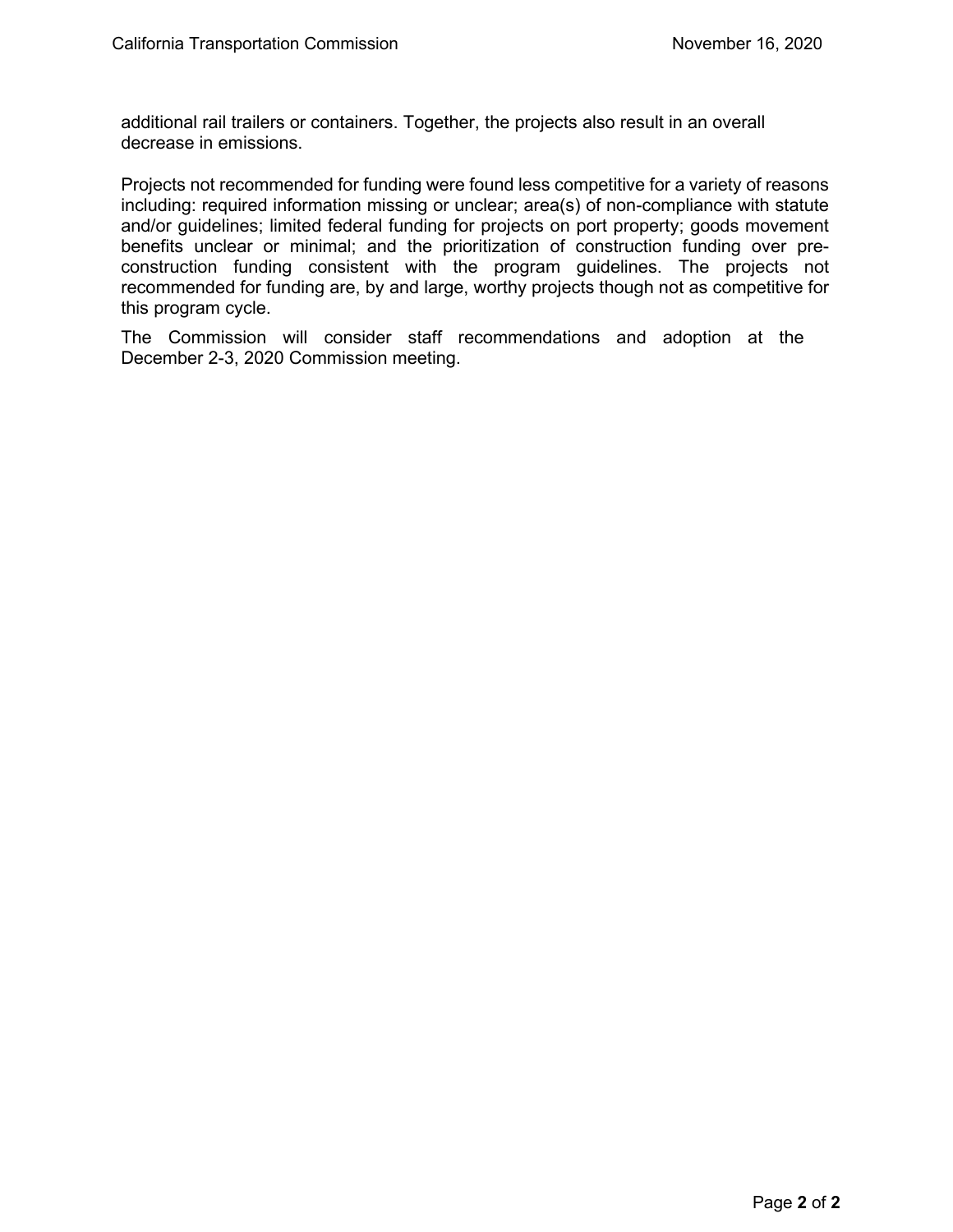additional rail trailers or containers. Together, the projects also result in an overall decrease in emissions.

Projects not recommended for funding were found less competitive for a variety of reasons including: required information missing or unclear; area(s) of non-compliance with statute and/or guidelines; limited federal funding for projects on port property; goods movement benefits unclear or minimal; and the prioritization of construction funding over pre-construction funding consistent with the program guidelines. The projects not recommended for funding are, by and large, worthy projects though not as competitive for this program cycle.

The Commission will consider staff recommendations and adoption at the December 2-3, 2020 Commission meeting.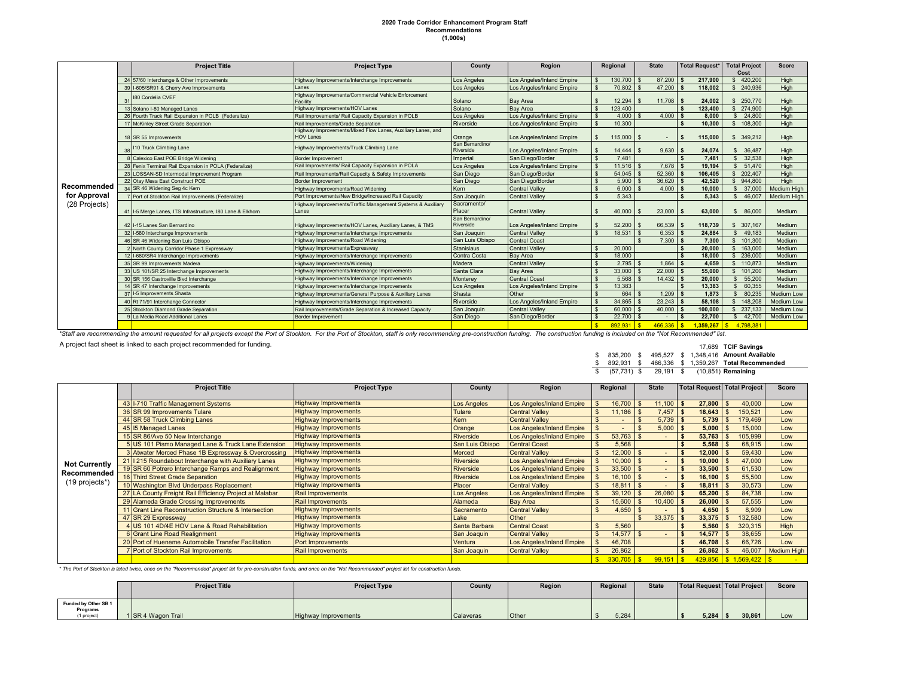**2020 Trade Corridor Enhancement Program Staff**
**Recommendations**
**(1,000s)**

| | | Project Title | Project Type | County | Region | Regional | State | Total Request* | Total Project Cost | Score |
|---|---|---|---|---|---|---|---|---|---|---|
| Recommended for Approval (28 Projects) | 24 | 57/60 Interchange & Other Improvements | Highway Improvements/Interchange Improvements | Los Angeles | Los Angeles/Inland Empire | $ 130,700 | $ 87,200 | $ 217,900 | $ 420,200 | High |
| | 39 | I-605/SR91 & Cherry Ave Improvements | Lanes | Los Angeles | Los Angeles/Inland Empire | $ 70,802 | $ 47,200 | $ 118,002 | $ 240,936 | High |
| | 31 | I80 Cordelia CVEF | Highway Improvements/Commercial Vehicle Enforcement Facility | Solano | Bay Area | $ 12,294 | $ 11,708 | $ 24,002 | $ 250,770 | High |
| | 13 | Solano I-80 Managed Lanes | Highway Improvements/HOV Lanes | Solano | Bay Area | $ 123,400 | | $ 123,400 | $ 274,900 | High |
| | 26 | Fourth Track Rail Expansion in POLB (Federalize) | Rail Improvements/ Rail Capacity Expansion in POLB | Los Angeles | Los Angeles/Inland Empire | $ 4,000 | $ 4,000 | $ 8,000 | $ 24,800 | High |
| | 17 | McKinley Street Grade Separation | Rail Improvements/Grade Separation | Riverside | Los Angeles/Inland Empire | $ 10,300 | | $ 10,300 | $ 108,300 | High |
| | 18 | SR 55 Improvements | Highway Improvements/Mixed Flow Lanes, Auxiliary Lanes, and HOV Lanes | Orange | Los Angeles/Inland Empire | $ 115,000 | $ - | $ 115,000 | $ 349,212 | High |
| | 38 | I10 Truck Climbing Lane | Highway Improvements/Truck Climbing Lane | San Bernardino/ Riverside | Los Angeles/Inland Empire | $ 14,444 | $ 9,630 | $ 24,074 | $ 36,487 | High |
| | 8 | Calexico East POE Bridge Widening | Border Improvement | Imperial | San Diego/Border | $ 7,481 | | $ 7,481 | $ 32,538 | High |
| | 28 | Fenix Terminal Rail Expansion in POLA (Federalize) | Rail Improvements/ Rail Capacity Expansion in POLA | Los Angeles | Los Angeles/Inland Empire | $ 11,516 | $ 7,678 | $ 19,194 | $ 51,470 | High |
| | 23 | LOSSAN-SD Intermodal Improvement Program | Rail Improvements/Rail Capacity & Safety Improvements | San Diego | San Diego/Border | $ 54,045 | $ 52,360 | $ 106,405 | $ 202,407 | High |
| | 22 | Otay Mesa East Construct POE | Border Improvement | San Diego | San Diego/Border | $ 5,900 | $ 36,620 | $ 42,520 | $ 944,800 | High |
| | 34 | SR 46 Widening Seg 4c Kern | Highway Improvements/Road Widening | Kern | Central Valley | $ 6,000 | $ 4,000 | $ 10,000 | $ 37,000 | Medium High |
| | 7 | Port of Stockton Rail Improvements (Federalize) | Port Improvements/New Bridge/Increased Rail Capacity | San Joaquin | Central Valley | $ 5,343 | | $ 5,343 | $ 46,007 | Medium High |
| | 41 | I-5 Merge Lanes, ITS Infrastructure, I80 Lane & Elkhorn | Highway Improvements/Traffic Management Systems & Auxiliary Lanes | Sacramento/ Placer | Central Valley | $ 40,000 | $ 23,000 | $ 63,000 | $ 86,000 | Medium |
| | 42 | I-15 Lanes San Bernardino | Highway Improvements/HOV Lanes, Auxiliary Lanes, & TMS | San Bernardino/ Riverside | Los Angeles/Inland Empire | $ 52,200 | $ 66,539 | $ 118,739 | $ 307,167 | Medium |
| | 32 | I-580 Interchange Improvements | Highway Improvements/Interchange Improvements | San Joaquin | Central Valley | $ 18,531 | $ 6,353 | $ 24,884 | $ 49,183 | Medium |
| | 46 | SR 46 Widening San Luis Obispo | Highway Improvements/Road Widening | San Luis Obispo | Central Coast | | $ 7,300 | $ 7,300 | $ 101,300 | Medium |
| | 2 | North County Corridor Phase 1 Expressway | Highway Improvements/Expressway | Stanislaus | Central Valley | $ 20,000 | | $ 20,000 | $ 163,000 | Medium |
| | 12 | I-680/SR4 Interchange Improvements | Highway Improvements/Interchange Improvements | Contra Costa | Bay Area | $ 18,000 | | $ 18,000 | $ 236,000 | Medium |
| | 35 | SR 99 Improvements Madera | Highway Improvements/Widening | Madera | Central Valley | $ 2,795 | $ 1,864 | $ 4,659 | $ 110,873 | Medium |
| | 33 | US 101/SR 25 Interchange Improvements | Highway Improvements/Interchange Improvements | Santa Clara | Bay Area | $ 33,000 | $ 22,000 | $ 55,000 | $ 101,200 | Medium |
| | 30 | SR 156 Castroville Blvd Interchange | Highway Improvements/Interchange Improvements | Monterey | Central Coast | $ 5,568 | $ 14,432 | $ 20,000 | $ 55,200 | Medium |
| | 14 | SR 47 Interchange Improvements | Highway Improvements/Interchange Improvements | Los Angeles | Los Angeles/Inland Empire | $ 13,383 | | $ 13,383 | $ 60,355 | Medium |
| | 37 | I-5 Improvements Shasta | Highway Improvements/General Purpose & Auxiliary Lanes | Shasta | Other | $ 664 | $ 1,209 | $ 1,873 | $ 80,235 | Medium Low |
| | 40 | Rt 71/91 Interchange Connector | Highway Improvements/Interchange Improvements | Riverside | Los Angeles/Inland Empire | $ 34,865 | $ 23,243 | $ 58,108 | $ 148,208 | Medium Low |
| | 25 | Stockton Diamond Grade Separation | Rail Improvements/Grade Separation & Increased Capacity | San Joaquin | Central Valley | $ 60,000 | $ 40,000 | $ 100,000 | $ 237,133 | Medium Low |
| | 9 | La Media Road Additional Lanes | Border Improvement | San Diego | San Diego/Border | $ 22,700 | $ - | $ 22,700 | $ 42,700 | Medium Low |
| | | | | | | $ 892,931 | $ 466,336 | $ 1,359,267 | $ 4,798,381 | |

*Staff are recommending the amount requested for all projects except the Port of Stockton. For the Port of Stockton, staff is only recommending pre-construction funding. The construction funding is included on the "Not Recommended" list.

A project fact sheet is linked to each project recommended for funding.

| Regional | State | Total | |
|---|---|---|---|
| | | 17,689 | TCIF Savings |
| $ 835,200 | $ 495,527 | $ 1,348,416 | Amount Available |
| $ 892,931 | $ 466,336 | $ 1,359,267 | Total Recommended |
| $ (57,731) | $ 29,191 | $ (10,851) | Remaining |

| | | Project Title | Project Type | County | Region | Regional | State | Total Request | Total Project | Score |
|---|---|---|---|---|---|---|---|---|---|---|
| Not Currently Recommended (19 projects*) | 43 | I-710 Traffic Management Systems | Highway Improvements | Los Angeles | Los Angeles/Inland Empire | $ 16,700 | $ 11,100 | $ 27,800 | $ 40,000 | Low |
| | 36 | SR 99 Improvements Tulare | Highway Improvements | Tulare | Central Valley | $ 11,186 | $ 7,457 | $ 18,643 | $ 150,521 | Low |
| | 44 | SR 58 Truck Climbing Lanes | Highway Improvements | Kern | Central Valley | $ - | $ 5,739 | $ 5,739 | $ 179,469 | Low |
| | 45 | I5 Managed Lanes | Highway Improvements | Orange | Los Angeles/Inland Empire | $ - | $ 5,000 | $ 5,000 | $ 15,000 | Low |
| | 15 | SR 86/Ave 50 New Interchange | Highway Improvements | Riverside | Los Angeles/Inland Empire | $ 53,763 | $ - | $ 53,763 | $ 105,999 | Low |
| | 5 | US 101 Pismo Managed Lane & Truck Lane Extension | Highway Improvements | San Luis Obispo | Central Coast | $ 5,568 | | $ 5,568 | $ 68,915 | Low |
| | 3 | Atwater Merced Phase 1B Expressway & Overcrossing | Highway Improvements | Merced | Central Valley | $ 12,000 | $ - | $ 12,000 | $ 59,430 | Low |
| | 21 | I 215 Roundabout Interchange with Auxiliary Lanes | Highway Improvements | Riverside | Los Angeles/Inland Empire | $ 10,000 | $ - | $ 10,000 | $ 47,000 | Low |
| | 19 | SR 60 Potrero Interchange Ramps and Realignment | Highway Improvements | Riverside | Los Angeles/Inland Empire | $ 33,500 | $ - | $ 33,500 | $ 61,530 | Low |
| | 16 | Third Street Grade Separation | Highway Improvements | Riverside | Los Angeles/Inland Empire | $ 16,100 | $ - | $ 16,100 | $ 55,500 | Low |
| | 10 | Washington Blvd Underpass Replacement | Highway Improvements | Placer | Central Valley | $ 18,811 | $ - | $ 18,811 | $ 30,573 | Low |
| | 27 | LA County Freight Rail Efficiency Project at Malabar | Rail Improvements | Los Angeles | Los Angeles/Inland Empire | $ 39,120 | $ 26,080 | $ 65,200 | $ 84,738 | Low |
| | 29 | Alameda Grade Crossing Improvements | Rail Improvements | Alameda | Bay Area | $ 15,600 | $ 10,400 | $ 26,000 | $ 57,555 | Low |
| | 11 | Grant Line Reconstruction Structure & Intersection | Highway Improvements | Sacramento | Central Valley | $ 4,650 | $ - | $ 4,650 | $ 8,909 | Low |
| | 47 | SR 29 Expressway | Highway Improvements | Lake | Other | | $ 33,375 | $ 33,375 | $ 132,580 | Low |
| | 4 | US 101 4D/4E HOV Lane & Road Rehabilitation | Highway Improvements | Santa Barbara | Central Coast | $ 5,560 | | $ 5,560 | $ 320,315 | High |
| | 6 | Grant Line Road Realignment | Highway Improvements | San Joaquin | Central Valley | $ 14,577 | $ - | $ 14,577 | $ 38,655 | Low |
| | 20 | Port of Hueneme Automobile Transfer Facilitation | Port Improvements | Ventura | Los Angeles/Inland Empire | $ 46,708 | | $ 46,708 | $ 66,726 | Low |
| | 7 | Port of Stockton Rail Improvements | Rail Improvements | San Joaquin | Central Valley | $ 26,862 | | $ 26,862 | $ 46,007 | Medium High |
| | | | | | | $ 330,705 | $ 99,151 | $ 429,856 | $ 1,569,422 | $ - |

* The Port of Stockton is listed twice, once on the "Recommended" project list for pre-construction funds, and once on the "Not Recommended" project list for construction funds.

| | | Project Title | Project Type | County | Region | Regional | State | Total Request | Total Project | Score |
|---|---|---|---|---|---|---|---|---|---|---|
| Funded by Other SB 1 Programs (1 project) | 1 | SR 4 Wagon Trail | Highway Improvements | Calaveras | Other | $ 5,284 | | $ 5,284 | $ 30,861 | Low |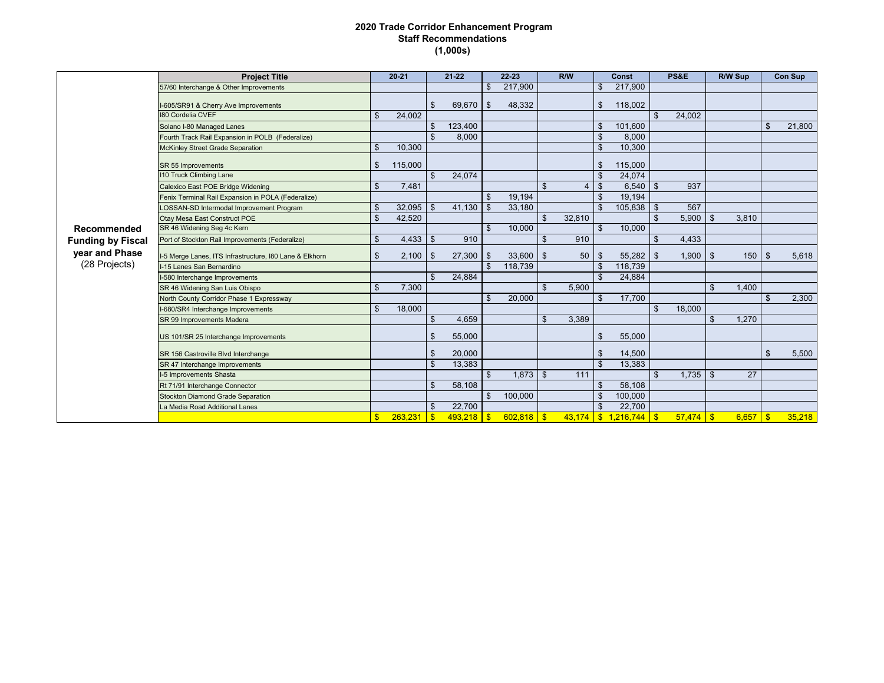**2020 Trade Corridor Enhancement Program**
**Staff Recommendations**
**(1,000s)**

| | Project Title | 20-21 | 21-22 | 22-23 | R/W | Const | PS&E | R/W Sup | Con Sup |
|---|---|---|---|---|---|---|---|---|---|
| **Recommended Funding by Fiscal year and Phase** (28 Projects) | 57/60 Interchange & Other Improvements | | | $ 217,900 | | $ 217,900 | | | |
| | I-605/SR91 & Cherry Ave Improvements | | $ 69,670 | $ 48,332 | | $ 118,002 | | | |
| | I80 Cordelia CVEF | $ 24,002 | | | | | $ 24,002 | | |
| | Solano I-80 Managed Lanes | | $ 123,400 | | | $ 101,600 | | | $ 21,800 |
| | Fourth Track Rail Expansion in POLB (Federalize) | | $ 8,000 | | | $ 8,000 | | | |
| | McKinley Street Grade Separation | $ 10,300 | | | | $ 10,300 | | | |
| | SR 55 Improvements | $ 115,000 | | | | $ 115,000 | | | |
| | I10 Truck Climbing Lane | | $ 24,074 | | | $ 24,074 | | | |
| | Calexico East POE Bridge Widening | $ 7,481 | | | $ 4 | $ 6,540 | $ 937 | | |
| | Fenix Terminal Rail Expansion in POLA (Federalize) | | | $ 19,194 | | $ 19,194 | | | |
| | LOSSAN-SD Intermodal Improvement Program | $ 32,095 | $ 41,130 | $ 33,180 | | $ 105,838 | $ 567 | | |
| | Otay Mesa East Construct POE | $ 42,520 | | | $ 32,810 | | $ 5,900 | $ 3,810 | |
| | SR 46 Widening Seg 4c Kern | | | $ 10,000 | | $ 10,000 | | | |
| | Port of Stockton Rail Improvements (Federalize) | $ 4,433 | $ 910 | | $ 910 | | $ 4,433 | | |
| | I-5 Merge Lanes, ITS Infrastructure, I80 Lane & Elkhorn | $ 2,100 | $ 27,300 | $ 33,600 | $ 50 | $ 55,282 | $ 1,900 | $ 150 | $ 5,618 |
| | I-15 Lanes San Bernardino | | | $ 118,739 | | $ 118,739 | | | |
| | I-580 Interchange Improvements | | $ 24,884 | | | $ 24,884 | | | |
| | SR 46 Widening San Luis Obispo | $ 7,300 | | | $ 5,900 | | | $ 1,400 | |
| | North County Corridor Phase 1 Expressway | | | $ 20,000 | | $ 17,700 | | | $ 2,300 |
| | I-680/SR4 Interchange Improvements | $ 18,000 | | | | | $ 18,000 | | |
| | SR 99 Improvements Madera | | $ 4,659 | | $ 3,389 | | | $ 1,270 | |
| | US 101/SR 25 Interchange Improvements | | $ 55,000 | | | $ 55,000 | | | |
| | SR 156 Castroville Blvd Interchange | | $ 20,000 | | | $ 14,500 | | | $ 5,500 |
| | SR 47 Interchange Improvements | | $ 13,383 | | | $ 13,383 | | | |
| | I-5 Improvements Shasta | | | $ 1,873 | $ 111 | | $ 1,735 | $ 27 | |
| | Rt 71/91 Interchange Connector | | $ 58,108 | | | $ 58,108 | | | |
| | Stockton Diamond Grade Separation | | | $ 100,000 | | $ 100,000 | | | |
| | La Media Road Additional Lanes | | $ 22,700 | | | $ 22,700 | | | |
| | | $ 263,231 | $ 493,218 | $ 602,818 | $ 43,174 | $ 1,216,744 | $ 57,474 | $ 6,657 | $ 35,218 |